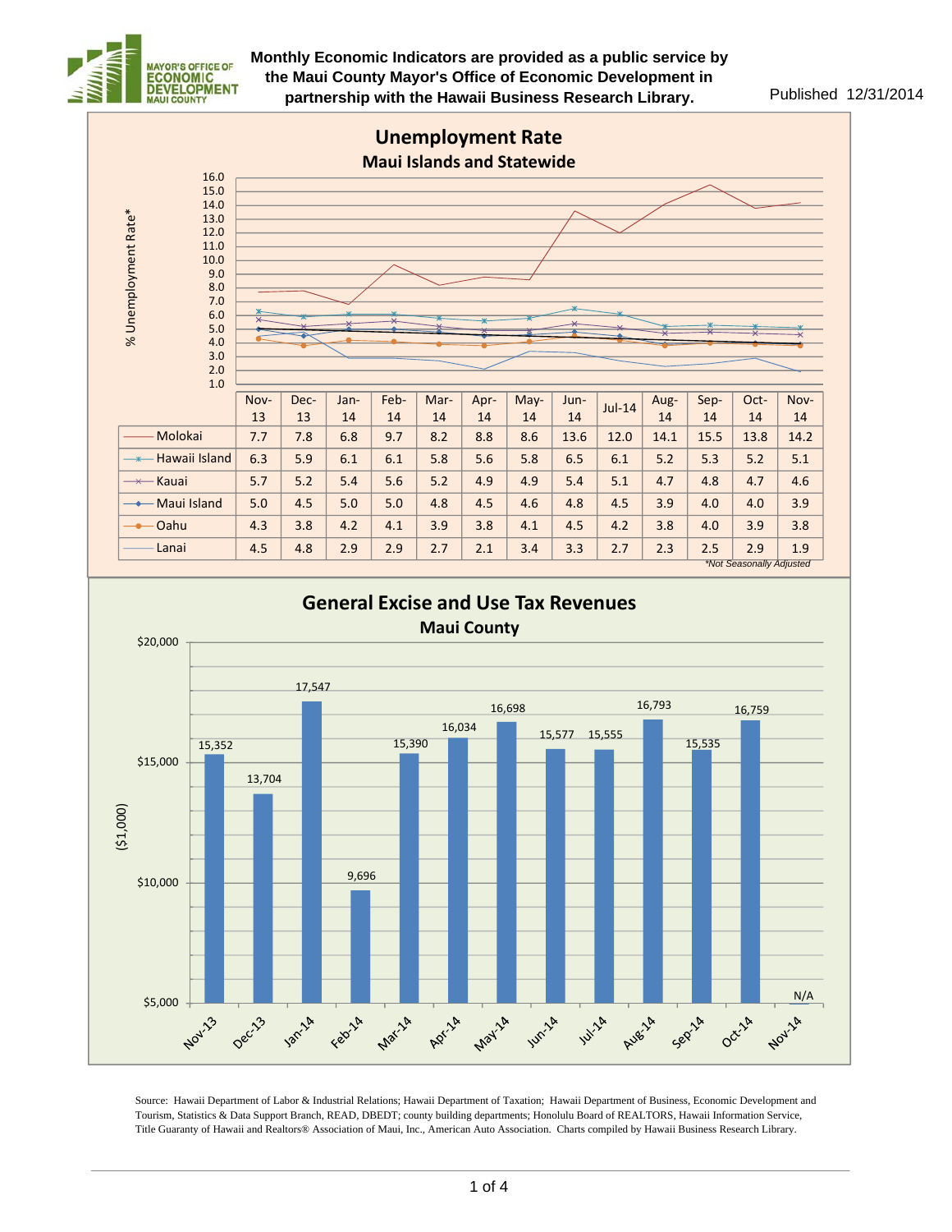**Monthly Economic Indicators are provided as a public service by the Maui County Mayor's Office of Economic Development in partnership with the Hawaii Business Research Library.**

Published 12/31/2014

## Unemployment Rate

### Maui Islands and Statewide

% Unemployment Rate*

| | Nov-13 | Dec-13 | Jan-14 | Feb-14 | Mar-14 | Apr-14 | May-14 | Jun-14 | Jul-14 | Aug-14 | Sep-14 | Oct-14 | Nov-14 |
|---|---|---|---|---|---|---|---|---|---|---|---|---|---|
| Molokai | 7.7 | 7.8 | 6.8 | 9.7 | 8.2 | 8.8 | 8.6 | 13.6 | 12.0 | 14.1 | 15.5 | 13.8 | 14.2 |
| Hawaii Island | 6.3 | 5.9 | 6.1 | 6.1 | 5.8 | 5.6 | 5.8 | 6.5 | 6.1 | 5.2 | 5.3 | 5.2 | 5.1 |
| Kauai | 5.7 | 5.2 | 5.4 | 5.6 | 5.2 | 4.9 | 4.9 | 5.4 | 5.1 | 4.7 | 4.8 | 4.7 | 4.6 |
| Maui Island | 5.0 | 4.5 | 5.0 | 5.0 | 4.8 | 4.5 | 4.6 | 4.8 | 4.5 | 3.9 | 4.0 | 4.0 | 3.9 |
| Oahu | 4.3 | 3.8 | 4.2 | 4.1 | 3.9 | 3.8 | 4.1 | 4.5 | 4.2 | 3.8 | 4.0 | 3.9 | 3.8 |
| Lanai | 4.5 | 4.8 | 2.9 | 2.9 | 2.7 | 2.1 | 3.4 | 3.3 | 2.7 | 2.3 | 2.5 | 2.9 | 1.9 |

*Not Seasonally Adjusted

## General Excise and Use Tax Revenues

### Maui County

($1,000)

| Month | Revenue |
|---|---|
| Nov-13 | 15,352 |
| Dec-13 | 13,704 |
| Jan-14 | 17,547 |
| Feb-14 | 9,696 |
| Mar-14 | 15,390 |
| Apr-14 | 16,034 |
| May-14 | 16,698 |
| Jun-14 | 15,577 |
| Jul-14 | 15,555 |
| Aug-14 | 16,793 |
| Sep-14 | 15,535 |
| Oct-14 | 16,759 |
| Nov-14 | N/A |

Source: Hawaii Department of Labor & Industrial Relations; Hawaii Department of Taxation; Hawaii Department of Business, Economic Development and Tourism, Statistics & Data Support Branch, READ, DBEDT; county building departments; Honolulu Board of REALTORS, Hawaii Information Service, Title Guaranty of Hawaii and Realtors® Association of Maui, Inc., American Auto Association. Charts compiled by Hawaii Business Research Library.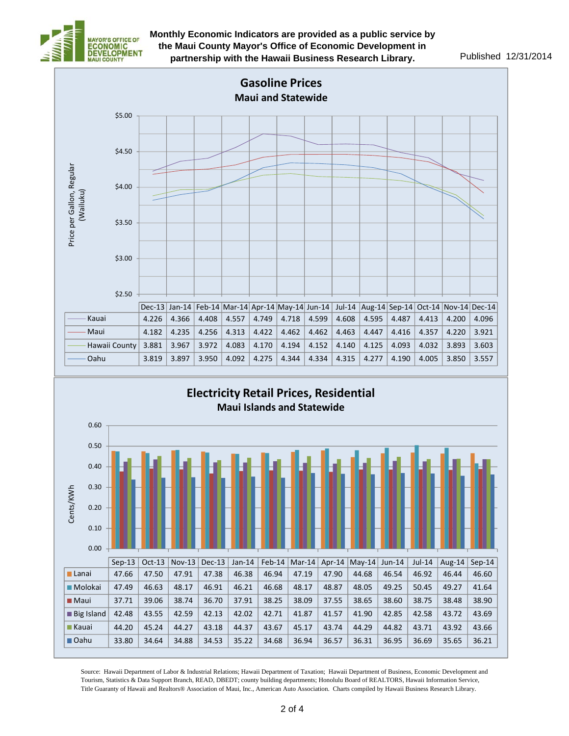Monthly Economic Indicators are provided as a public service by the Maui County Mayor's Office of Economic Development in partnership with the Hawaii Business Research Library.

Published 12/31/2014

## Gasoline Prices

### Maui and Statewide

Price per Gallon, Regular (Wailuku)

| | Dec-13 | Jan-14 | Feb-14 | Mar-14 | Apr-14 | May-14 | Jun-14 | Jul-14 | Aug-14 | Sep-14 | Oct-14 | Nov-14 | Dec-14 |
|---|---|---|---|---|---|---|---|---|---|---|---|---|---|
| Kauai | 4.226 | 4.366 | 4.408 | 4.557 | 4.749 | 4.718 | 4.599 | 4.608 | 4.595 | 4.487 | 4.413 | 4.200 | 4.096 |
| Maui | 4.182 | 4.235 | 4.256 | 4.313 | 4.422 | 4.462 | 4.462 | 4.463 | 4.447 | 4.416 | 4.357 | 4.220 | 3.921 |
| Hawaii County | 3.881 | 3.967 | 3.972 | 4.083 | 4.170 | 4.194 | 4.152 | 4.140 | 4.125 | 4.093 | 4.032 | 3.893 | 3.603 |
| Oahu | 3.819 | 3.897 | 3.950 | 4.092 | 4.275 | 4.344 | 4.334 | 4.315 | 4.277 | 4.190 | 4.005 | 3.850 | 3.557 |

## Electricity Retail Prices, Residential

### Maui Islands and Statewide

Cents/KWh

| | Sep-13 | Oct-13 | Nov-13 | Dec-13 | Jan-14 | Feb-14 | Mar-14 | Apr-14 | May-14 | Jun-14 | Jul-14 | Aug-14 | Sep-14 |
|---|---|---|---|---|---|---|---|---|---|---|---|---|---|
| Lanai | 47.66 | 47.50 | 47.91 | 47.38 | 46.38 | 46.94 | 47.19 | 47.90 | 44.68 | 46.54 | 46.92 | 46.44 | 46.60 |
| Molokai | 47.49 | 46.63 | 48.17 | 46.91 | 46.21 | 46.68 | 48.17 | 48.87 | 48.05 | 49.25 | 50.45 | 49.27 | 41.64 |
| Maui | 37.71 | 39.06 | 38.74 | 36.70 | 37.91 | 38.25 | 38.09 | 37.55 | 38.65 | 38.60 | 38.75 | 38.48 | 38.90 |
| Big Island | 42.48 | 43.55 | 42.59 | 42.13 | 42.02 | 42.71 | 41.87 | 41.57 | 41.90 | 42.85 | 42.58 | 43.72 | 43.69 |
| Kauai | 44.20 | 45.24 | 44.27 | 43.18 | 44.37 | 43.67 | 45.17 | 43.74 | 44.29 | 44.82 | 43.71 | 43.92 | 43.66 |
| Oahu | 33.80 | 34.64 | 34.88 | 34.53 | 35.22 | 34.68 | 36.94 | 36.57 | 36.31 | 36.95 | 36.69 | 35.65 | 36.21 |

Source: Hawaii Department of Labor & Industrial Relations; Hawaii Department of Taxation; Hawaii Department of Business, Economic Development and Tourism, Statistics & Data Support Branch, READ, DBEDT; county building departments; Honolulu Board of REALTORS, Hawaii Information Service, Title Guaranty of Hawaii and Realtors® Association of Maui, Inc., American Auto Association. Charts compiled by Hawaii Business Research Library.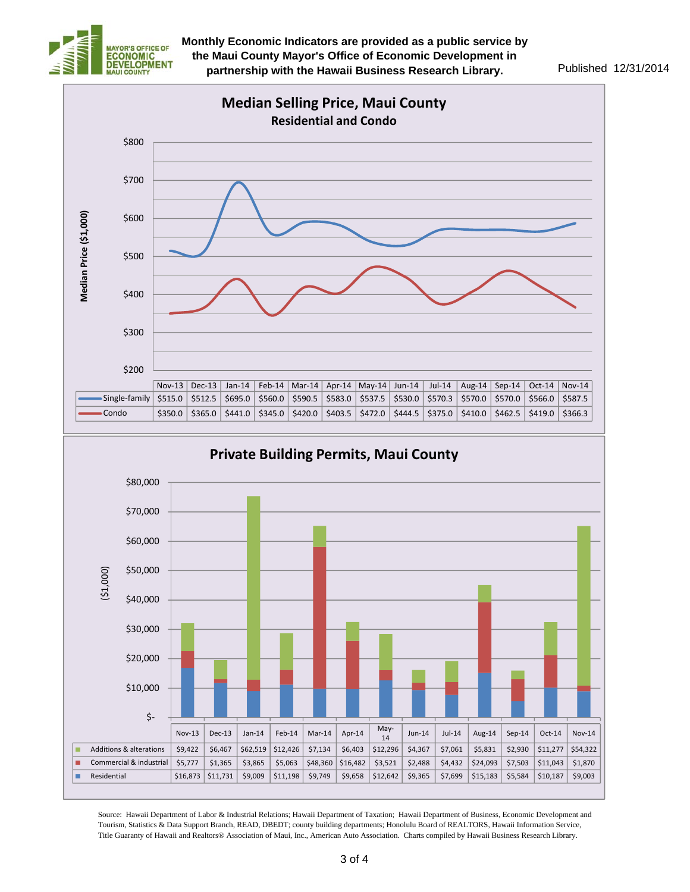**Monthly Economic Indicators are provided as a public service by the Maui County Mayor's Office of Economic Development in partnership with the Hawaii Business Research Library.**

Published 12/31/2014

## Median Selling Price, Maui County

### Residential and Condo

Median Price ($1,000)

| | Nov-13 | Dec-13 | Jan-14 | Feb-14 | Mar-14 | Apr-14 | May-14 | Jun-14 | Jul-14 | Aug-14 | Sep-14 | Oct-14 | Nov-14 |
|---|---|---|---|---|---|---|---|---|---|---|---|---|---|
| Single-family | $515.0 | $512.5 | $695.0 | $560.0 | $590.5 | $583.0 | $537.5 | $530.0 | $570.3 | $570.0 | $570.0 | $566.0 | $587.5 |
| Condo | $350.0 | $365.0 | $441.0 | $345.0 | $420.0 | $403.5 | $472.0 | $444.5 | $375.0 | $410.0 | $462.5 | $419.0 | $366.3 |

## Private Building Permits, Maui County

($1,000)

| | Nov-13 | Dec-13 | Jan-14 | Feb-14 | Mar-14 | Apr-14 | May-14 | Jun-14 | Jul-14 | Aug-14 | Sep-14 | Oct-14 | Nov-14 |
|---|---|---|---|---|---|---|---|---|---|---|---|---|---|
| Additions & alterations | $9,422 | $6,467 | $62,519 | $12,426 | $7,134 | $6,403 | $12,296 | $4,367 | $7,061 | $5,831 | $2,930 | $11,277 | $54,322 |
| Commercial & industrial | $5,777 | $1,365 | $3,865 | $5,063 | $48,360 | $16,482 | $3,521 | $2,488 | $4,432 | $24,093 | $7,503 | $11,043 | $1,870 |
| Residential | $16,873 | $11,731 | $9,009 | $11,198 | $9,749 | $9,658 | $12,642 | $9,365 | $7,699 | $15,183 | $5,584 | $10,187 | $9,003 |

Source: Hawaii Department of Labor & Industrial Relations; Hawaii Department of Taxation; Hawaii Department of Business, Economic Development and Tourism, Statistics & Data Support Branch, READ, DBEDT; county building departments; Honolulu Board of REALTORS, Hawaii Information Service, Title Guaranty of Hawaii and Realtors® Association of Maui, Inc., American Auto Association. Charts compiled by Hawaii Business Research Library.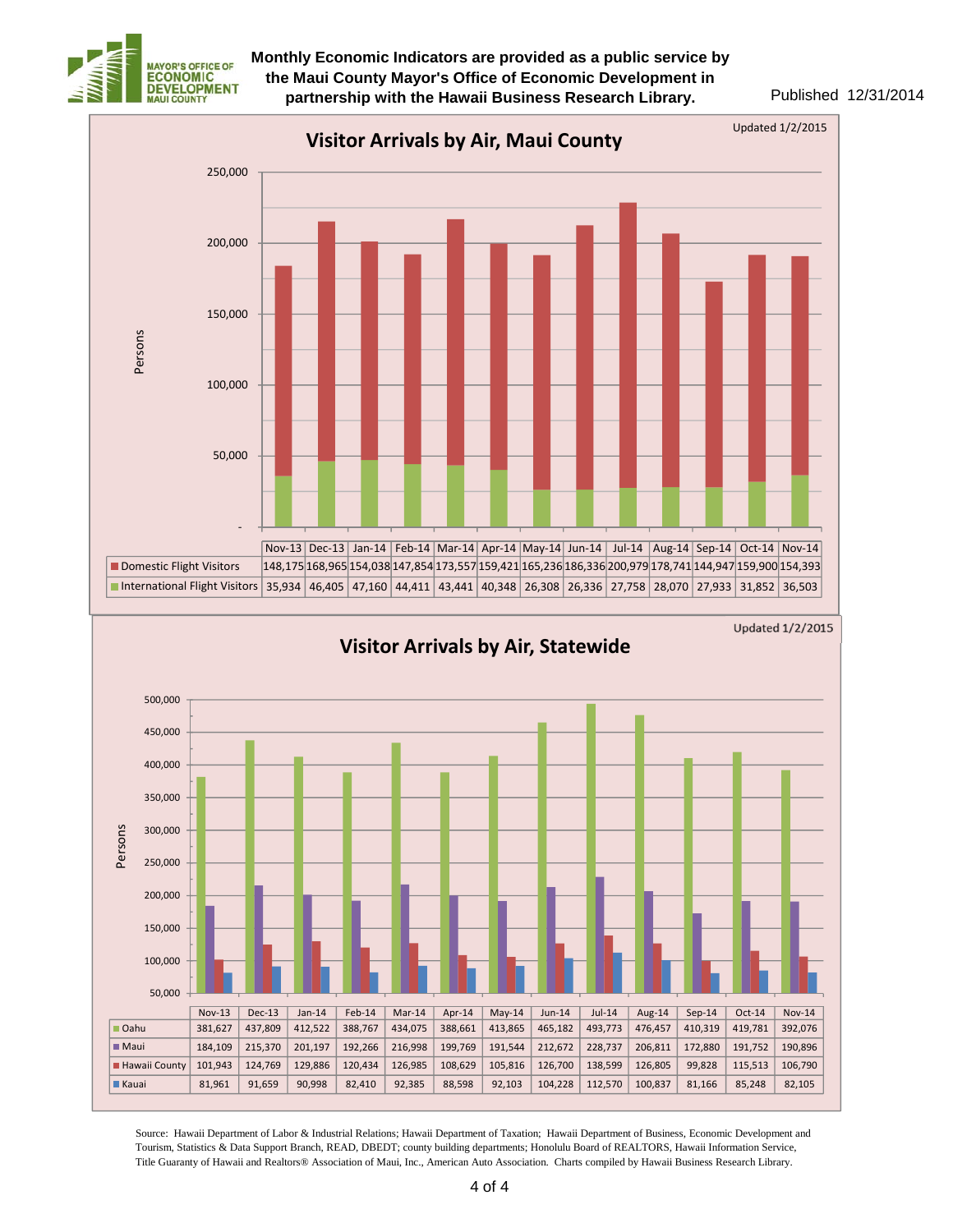Monthly Economic Indicators are provided as a public service by the Maui County Mayor's Office of Economic Development in partnership with the Hawaii Business Research Library.

Published 12/31/2014

Updated 1/2/2015

## Visitor Arrivals by Air, Maui County

Persons

250,000
200,000
150,000
100,000
50,000
-

| | Nov-13 | Dec-13 | Jan-14 | Feb-14 | Mar-14 | Apr-14 | May-14 | Jun-14 | Jul-14 | Aug-14 | Sep-14 | Oct-14 | Nov-14 |
|---|---|---|---|---|---|---|---|---|---|---|---|---|---|
| Domestic Flight Visitors | 148,175 | 168,965 | 154,038 | 147,854 | 173,557 | 159,421 | 165,236 | 186,336 | 200,979 | 178,741 | 144,947 | 159,900 | 154,393 |
| International Flight Visitors | 35,934 | 46,405 | 47,160 | 44,411 | 43,441 | 40,348 | 26,308 | 26,336 | 27,758 | 28,070 | 27,933 | 31,852 | 36,503 |

Updated 1/2/2015

## Visitor Arrivals by Air, Statewide

Persons

500,000
450,000
400,000
350,000
300,000
250,000
200,000
150,000
100,000
50,000

| | Nov-13 | Dec-13 | Jan-14 | Feb-14 | Mar-14 | Apr-14 | May-14 | Jun-14 | Jul-14 | Aug-14 | Sep-14 | Oct-14 | Nov-14 |
|---|---|---|---|---|---|---|---|---|---|---|---|---|---|
| Oahu | 381,627 | 437,809 | 412,522 | 388,767 | 434,075 | 388,661 | 413,865 | 465,182 | 493,773 | 476,457 | 410,319 | 419,781 | 392,076 |
| Maui | 184,109 | 215,370 | 201,197 | 192,266 | 216,998 | 199,769 | 191,544 | 212,672 | 228,737 | 206,811 | 172,880 | 191,752 | 190,896 |
| Hawaii County | 101,943 | 124,769 | 129,886 | 120,434 | 126,985 | 108,629 | 105,816 | 126,700 | 138,599 | 126,805 | 99,828 | 115,513 | 106,790 |
| Kauai | 81,961 | 91,659 | 90,998 | 82,410 | 92,385 | 88,598 | 92,103 | 104,228 | 112,570 | 100,837 | 81,166 | 85,248 | 82,105 |

Source: Hawaii Department of Labor & Industrial Relations; Hawaii Department of Taxation; Hawaii Department of Business, Economic Development and Tourism, Statistics & Data Support Branch, READ, DBEDT; county building departments; Honolulu Board of REALTORS, Hawaii Information Service, Title Guaranty of Hawaii and Realtors® Association of Maui, Inc., American Auto Association. Charts compiled by Hawaii Business Research Library.